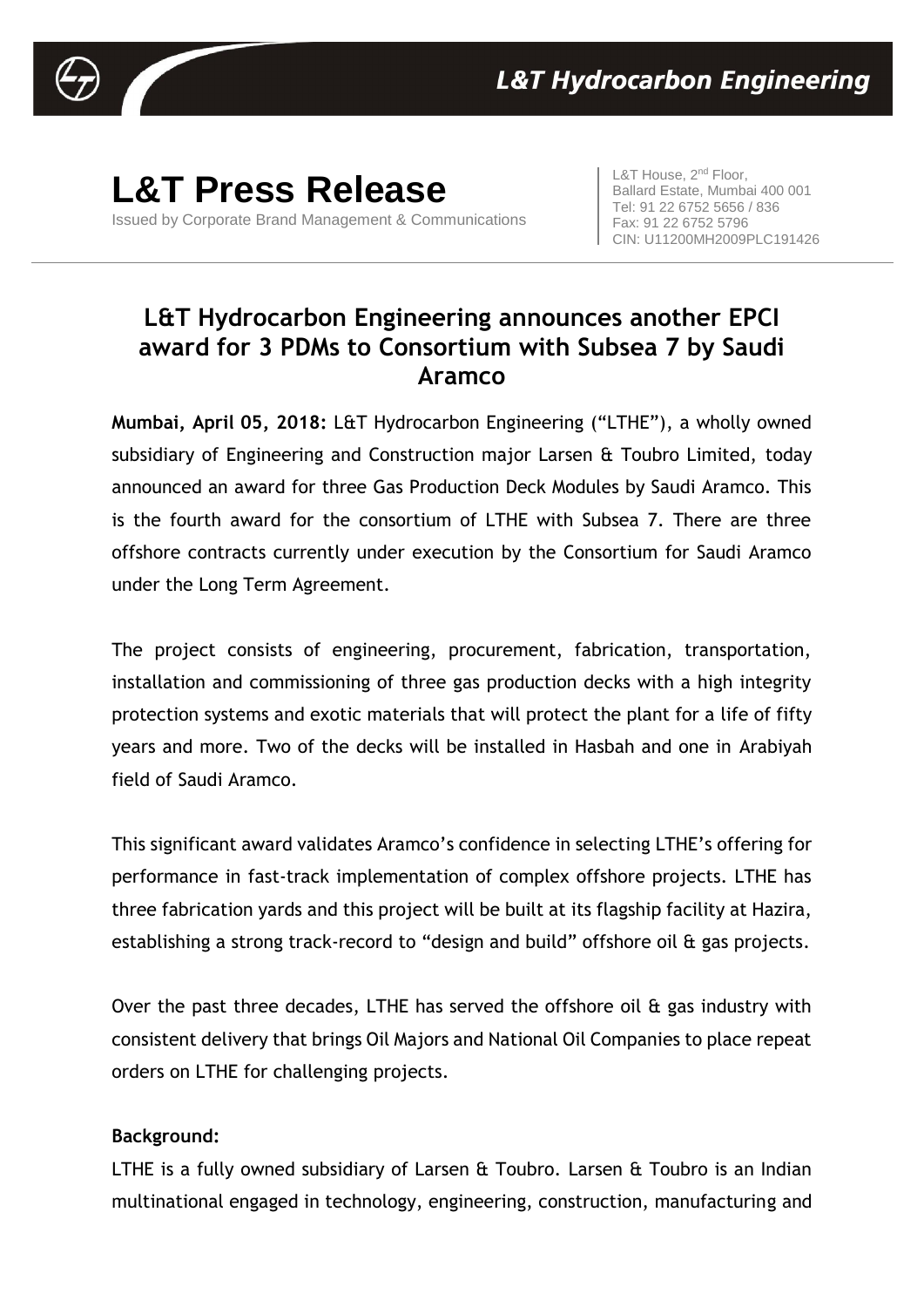# L&T Press Release

Issued by Corporate Brand Management & Communications

L&T House, 2nd Floor,
Ballard Estate, Mumbai 400 001
Tel: 91 22 6752 5656 / 836
Fax: 91 22 6752 5796
CIN: U11200MH2009PLC191426

## L&T Hydrocarbon Engineering announces another EPCI award for 3 PDMs to Consortium with Subsea 7 by Saudi Aramco

**Mumbai, April 05, 2018:** L&T Hydrocarbon Engineering ("LTHE"), a wholly owned subsidiary of Engineering and Construction major Larsen & Toubro Limited, today announced an award for three Gas Production Deck Modules by Saudi Aramco. This is the fourth award for the consortium of LTHE with Subsea 7. There are three offshore contracts currently under execution by the Consortium for Saudi Aramco under the Long Term Agreement.

The project consists of engineering, procurement, fabrication, transportation, installation and commissioning of three gas production decks with a high integrity protection systems and exotic materials that will protect the plant for a life of fifty years and more. Two of the decks will be installed in Hasbah and one in Arabiyah field of Saudi Aramco.

This significant award validates Aramco's confidence in selecting LTHE's offering for performance in fast-track implementation of complex offshore projects. LTHE has three fabrication yards and this project will be built at its flagship facility at Hazira, establishing a strong track-record to "design and build" offshore oil & gas projects.

Over the past three decades, LTHE has served the offshore oil & gas industry with consistent delivery that brings Oil Majors and National Oil Companies to place repeat orders on LTHE for challenging projects.

**Background:**

LTHE is a fully owned subsidiary of Larsen & Toubro. Larsen & Toubro is an Indian multinational engaged in technology, engineering, construction, manufacturing and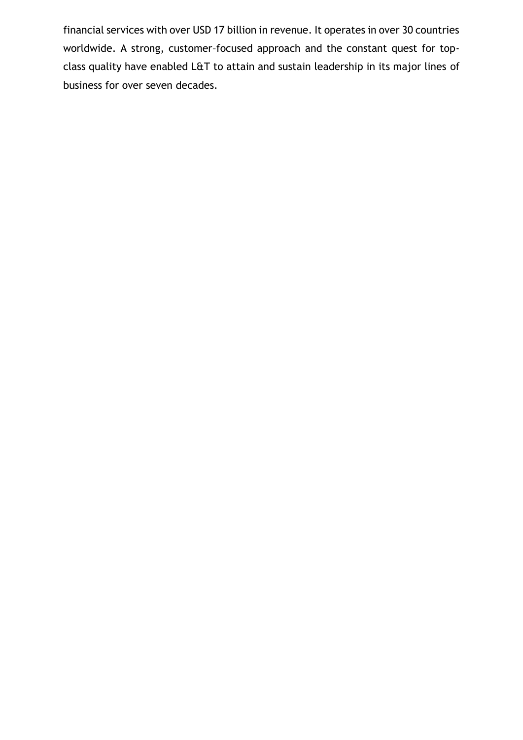financial services with over USD 17 billion in revenue. It operates in over 30 countries worldwide. A strong, customer–focused approach and the constant quest for top-class quality have enabled L&T to attain and sustain leadership in its major lines of business for over seven decades.